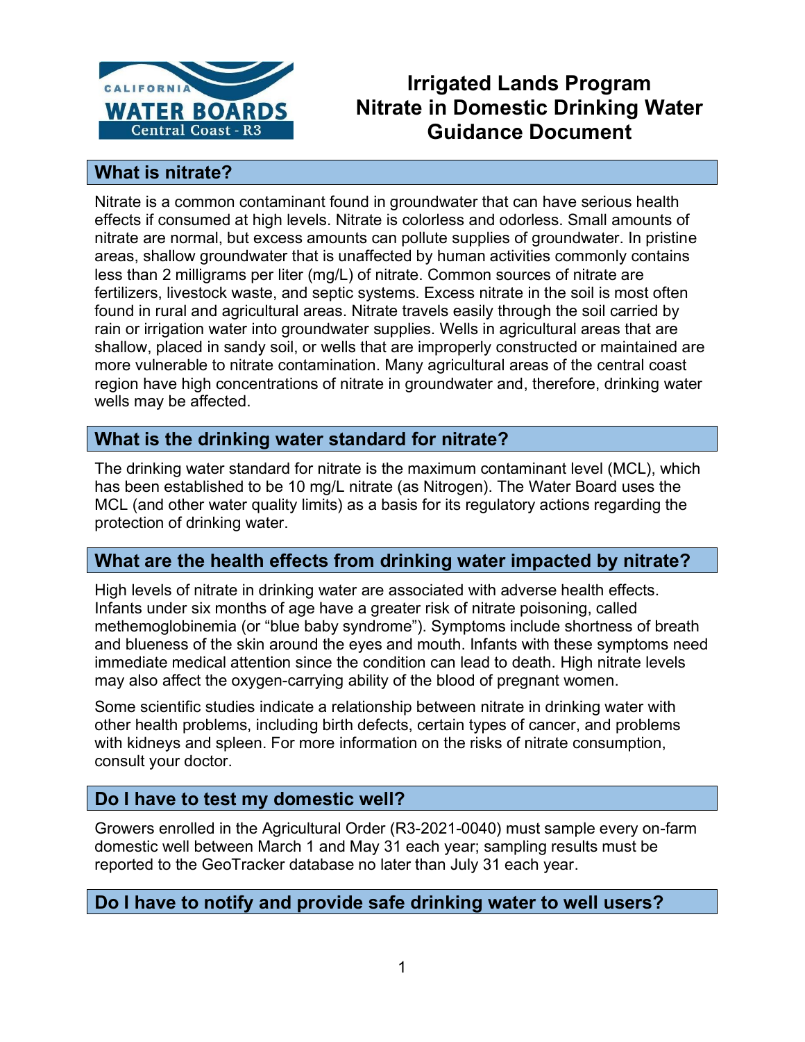# Irrigated Lands Program Nitrate in Domestic Drinking Water Guidance Document

## What is nitrate?

Nitrate is a common contaminant found in groundwater that can have serious health effects if consumed at high levels. Nitrate is colorless and odorless. Small amounts of nitrate are normal, but excess amounts can pollute supplies of groundwater. In pristine areas, shallow groundwater that is unaffected by human activities commonly contains less than 2 milligrams per liter (mg/L) of nitrate. Common sources of nitrate are fertilizers, livestock waste, and septic systems. Excess nitrate in the soil is most often found in rural and agricultural areas. Nitrate travels easily through the soil carried by rain or irrigation water into groundwater supplies. Wells in agricultural areas that are shallow, placed in sandy soil, or wells that are improperly constructed or maintained are more vulnerable to nitrate contamination. Many agricultural areas of the central coast region have high concentrations of nitrate in groundwater and, therefore, drinking water wells may be affected.

## What is the drinking water standard for nitrate?

The drinking water standard for nitrate is the maximum contaminant level (MCL), which has been established to be 10 mg/L nitrate (as Nitrogen). The Water Board uses the MCL (and other water quality limits) as a basis for its regulatory actions regarding the protection of drinking water.

## What are the health effects from drinking water impacted by nitrate?

High levels of nitrate in drinking water are associated with adverse health effects. Infants under six months of age have a greater risk of nitrate poisoning, called methemoglobinemia (or "blue baby syndrome"). Symptoms include shortness of breath and blueness of the skin around the eyes and mouth. Infants with these symptoms need immediate medical attention since the condition can lead to death. High nitrate levels may also affect the oxygen-carrying ability of the blood of pregnant women.

Some scientific studies indicate a relationship between nitrate in drinking water with other health problems, including birth defects, certain types of cancer, and problems with kidneys and spleen. For more information on the risks of nitrate consumption, consult your doctor.

## Do I have to test my domestic well?

Growers enrolled in the Agricultural Order (R3-2021-0040) must sample every on-farm domestic well between March 1 and May 31 each year; sampling results must be reported to the GeoTracker database no later than July 31 each year.

## Do I have to notify and provide safe drinking water to well users?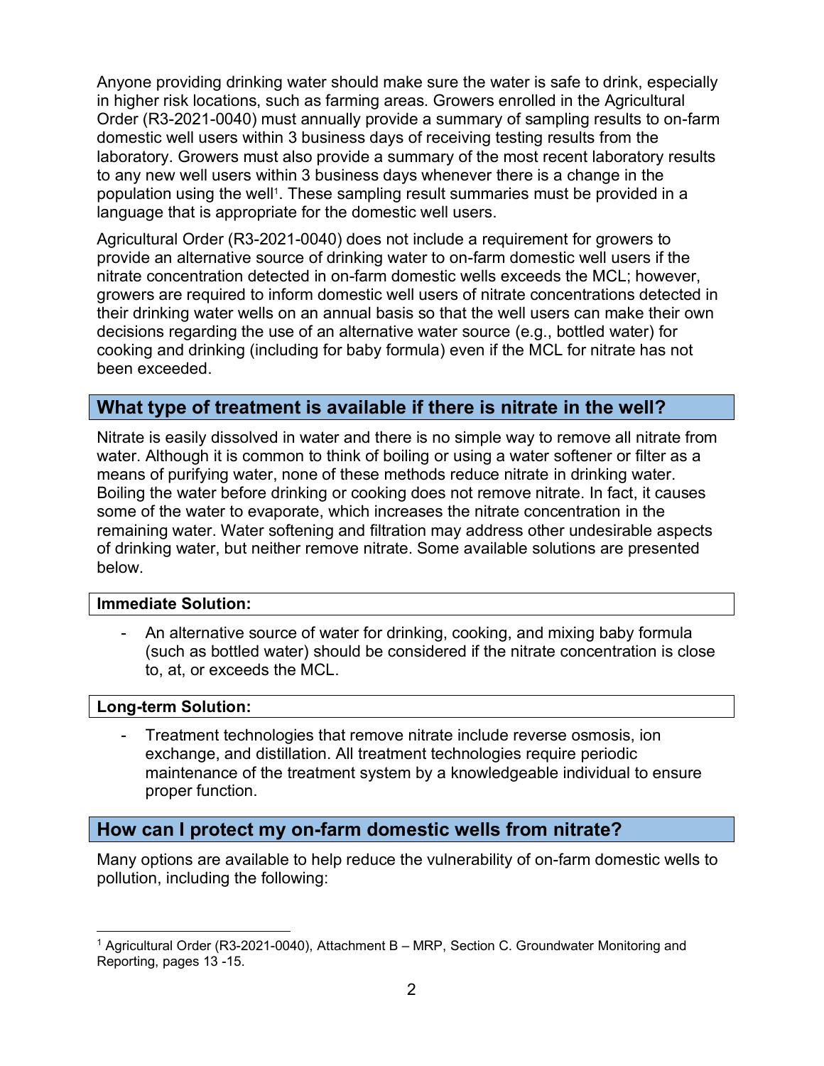Anyone providing drinking water should make sure the water is safe to drink, especially in higher risk locations, such as farming areas. Growers enrolled in the Agricultural Order (R3-2021-0040) must annually provide a summary of sampling results to on-farm domestic well users within 3 business days of receiving testing results from the laboratory. Growers must also provide a summary of the most recent laboratory results to any new well users within 3 business days whenever there is a change in the population using the well[1]. These sampling result summaries must be provided in a language that is appropriate for the domestic well users.

Agricultural Order (R3-2021-0040) does not include a requirement for growers to provide an alternative source of drinking water to on-farm domestic well users if the nitrate concentration detected in on-farm domestic wells exceeds the MCL; however, growers are required to inform domestic well users of nitrate concentrations detected in their drinking water wells on an annual basis so that the well users can make their own decisions regarding the use of an alternative water source (e.g., bottled water) for cooking and drinking (including for baby formula) even if the MCL for nitrate has not been exceeded.

## What type of treatment is available if there is nitrate in the well?

Nitrate is easily dissolved in water and there is no simple way to remove all nitrate from water. Although it is common to think of boiling or using a water softener or filter as a means of purifying water, none of these methods reduce nitrate in drinking water. Boiling the water before drinking or cooking does not remove nitrate. In fact, it causes some of the water to evaporate, which increases the nitrate concentration in the remaining water. Water softening and filtration may address other undesirable aspects of drinking water, but neither remove nitrate. Some available solutions are presented below.

**Immediate Solution:**

- An alternative source of water for drinking, cooking, and mixing baby formula (such as bottled water) should be considered if the nitrate concentration is close to, at, or exceeds the MCL.

**Long-term Solution:**

- Treatment technologies that remove nitrate include reverse osmosis, ion exchange, and distillation. All treatment technologies require periodic maintenance of the treatment system by a knowledgeable individual to ensure proper function.

## How can I protect my on-farm domestic wells from nitrate?

Many options are available to help reduce the vulnerability of on-farm domestic wells to pollution, including the following:

---

[1] Agricultural Order (R3-2021-0040), Attachment B – MRP, Section C. Groundwater Monitoring and Reporting, pages 13 -15.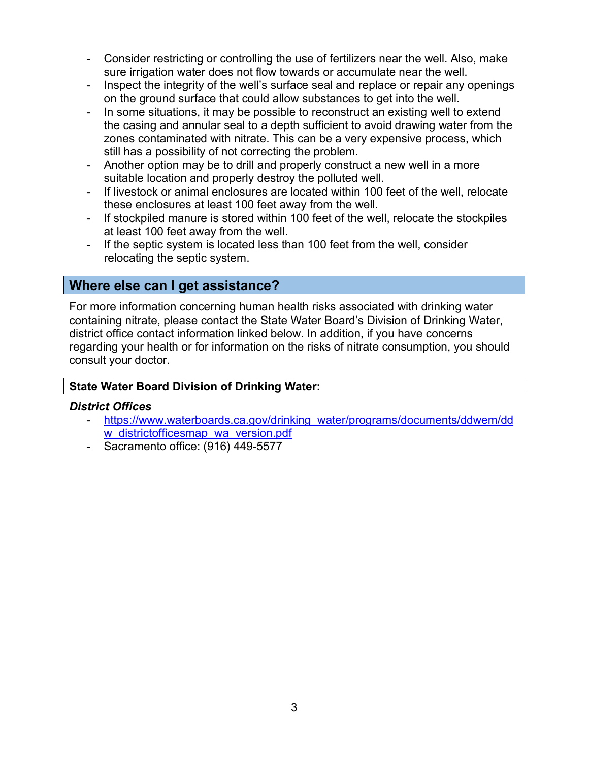- Consider restricting or controlling the use of fertilizers near the well. Also, make sure irrigation water does not flow towards or accumulate near the well.
- Inspect the integrity of the well's surface seal and replace or repair any openings on the ground surface that could allow substances to get into the well.
- In some situations, it may be possible to reconstruct an existing well to extend the casing and annular seal to a depth sufficient to avoid drawing water from the zones contaminated with nitrate. This can be a very expensive process, which still has a possibility of not correcting the problem.
- Another option may be to drill and properly construct a new well in a more suitable location and properly destroy the polluted well.
- If livestock or animal enclosures are located within 100 feet of the well, relocate these enclosures at least 100 feet away from the well.
- If stockpiled manure is stored within 100 feet of the well, relocate the stockpiles at least 100 feet away from the well.
- If the septic system is located less than 100 feet from the well, consider relocating the septic system.

## Where else can I get assistance?

For more information concerning human health risks associated with drinking water containing nitrate, please contact the State Water Board's Division of Drinking Water, district office contact information linked below. In addition, if you have concerns regarding your health or for information on the risks of nitrate consumption, you should consult your doctor.

**State Water Board Division of Drinking Water:**

***District Offices***

- https://www.waterboards.ca.gov/drinking_water/programs/documents/ddwem/ddw_districtofficesmap_wa_version.pdf
- Sacramento office: (916) 449-5577